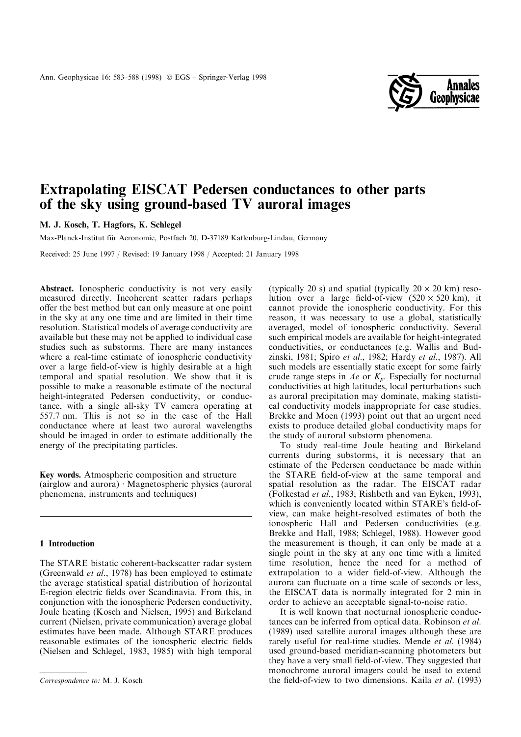# Extrapolating EISCAT Pedersen conductances to other parts of the sky using ground-based TV auroral images

**M. J. Kosch, T. Hagfors, K. Schlegel**

Max-Planck-Institut für Aeronomie, Postfach 20, D-37189 Katlenburg-Lindau, Germany

Received: 25 June 1997 / Revised: 19 January 1998 / Accepted: 21 January 1998

**Abstract.** Ionospheric conductivity is not very easily measured directly. Incoherent scatter radars perhaps offer the best method but can only measure at one point in the sky at any one time and are limited in their time resolution. Statistical models of average conductivity are available but these may not be applied to individual case studies such as substorms. There are many instances where a real-time estimate of ionospheric conductivity over a large field-of-view is highly desirable at a high temporal and spatial resolution. We show that it is possible to make a reasonable estimate of the noctural height-integrated Pedersen conductivity, or conductance, with a single all-sky TV camera operating at 557.7 nm. This is not so in the case of the Hall conductance where at least two auroral wavelengths should be imaged in order to estimate additionally the energy of the precipitating particles.

**Key words.** Atmospheric composition and structure (airglow and aurora) · Magnetospheric physics (auroral phenomena, instruments and techniques)

## 1 Introduction

The STARE bistatic coherent-backscatter radar system (Greenwald *et al*., 1978) has been employed to estimate the average statistical spatial distribution of horizontal E-region electric fields over Scandinavia. From this, in conjunction with the ionospheric Pedersen conductivity, Joule heating (Kosch and Nielsen, 1995) and Birkeland current (Nielsen, private communication) average global estimates have been made. Although STARE produces reasonable estimates of the ionospheric electric fields (Nielsen and Schlegel, 1983, 1985) with high temporal (typically 20 s) and spatial (typically $20 \times 20$ km) resolution over a large field-of-view ($520 \times 520$ km), it cannot provide the ionospheric conductivity. For this reason, it was necessary to use a global, statistically averaged, model of ionospheric conductivity. Several such empirical models are available for height-integrated conductivities, or conductances (e.g. Wallis and Budzinski, 1981; Spiro *et al*., 1982; Hardy *et al*., 1987). All such models are essentially static except for some fairly crude range steps in *Ae* or $K_p$. Especially for nocturnal conductivities at high latitudes, local perturbations such as auroral precipitation may dominate, making statistical conductivity models inappropriate for case studies. Brekke and Moen (1993) point out that an urgent need exists to produce detailed global conductivity maps for the study of auroral substorm phenomena.

To study real-time Joule heating and Birkeland currents during substorms, it is necessary that an estimate of the Pedersen conductance be made within the STARE field-of-view at the same temporal and spatial resolution as the radar. The EISCAT radar (Folkestad *et al*., 1983; Rishbeth and van Eyken, 1993), which is conveniently located within STARE's field-of-view, can make height-resolved estimates of both the ionospheric Hall and Pedersen conductivities (e.g. Brekke and Hall, 1988; Schlegel, 1988). However good the measurement is though, it can only be made at a single point in the sky at any one time with a limited time resolution, hence the need for a method of extrapolation to a wider field-of-view. Although the aurora can fluctuate on a time scale of seconds or less, the EISCAT data is normally integrated for 2 min in order to achieve an acceptable signal-to-noise ratio.

It is well known that nocturnal ionospheric conductances can be inferred from optical data. Robinson *et al*. (1989) used satellite auroral images although these are rarely useful for real-time studies. Mende *et al*. (1984) used ground-based meridian-scanning photometers but they have a very small field-of-view. They suggested that monochrome auroral imagers could be used to extend the field-of-view to two dimensions. Kaila *et al*. (1993)

*Correspondence to:* M. J. Kosch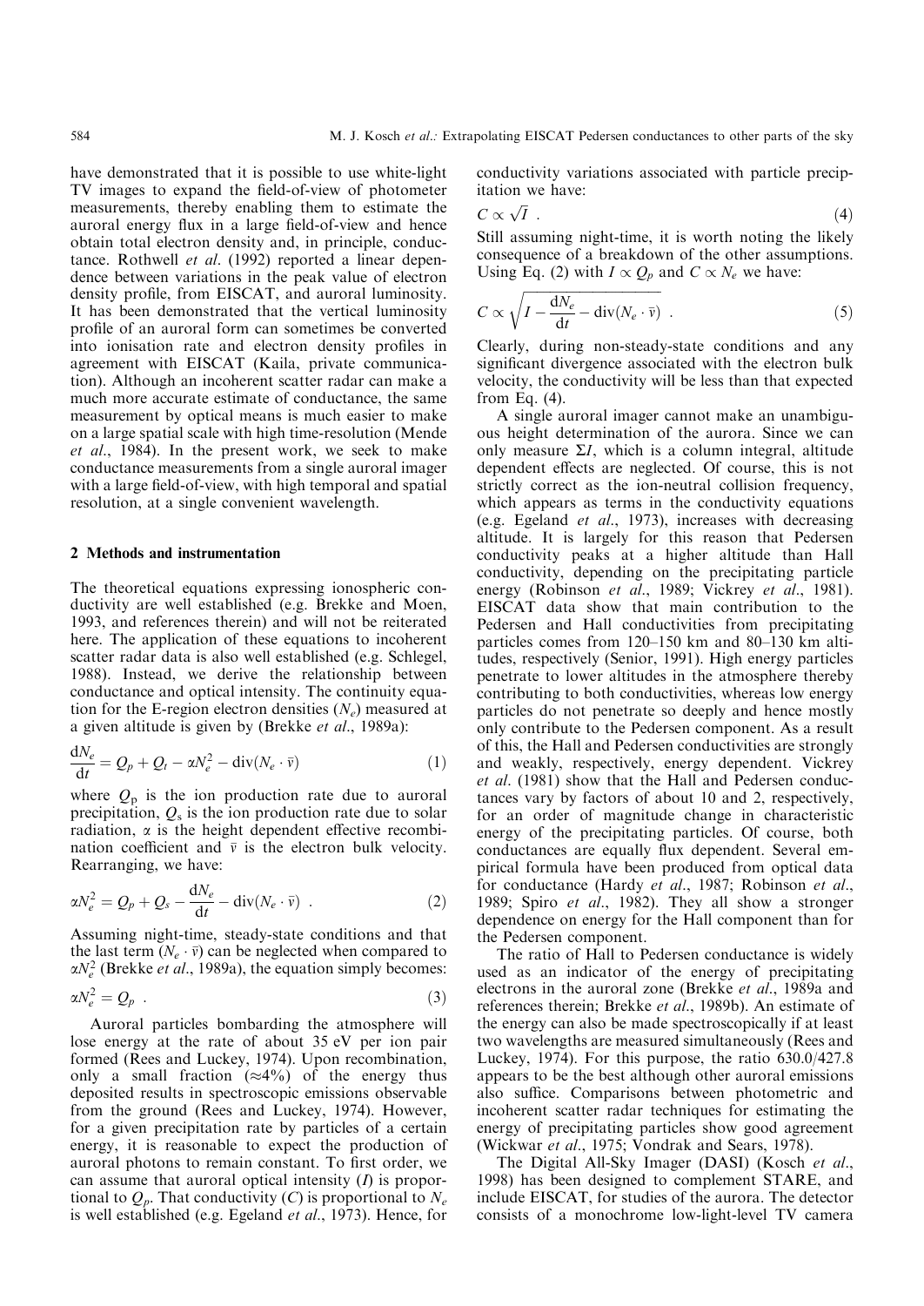have demonstrated that it is possible to use white-light TV images to expand the field-of-view of photometer measurements, thereby enabling them to estimate the auroral energy flux in a large field-of-view and hence obtain total electron density and, in principle, conductance. Rothwell *et al.* (1992) reported a linear dependence between variations in the peak value of electron density profile, from EISCAT, and auroral luminosity. It has been demonstrated that the vertical luminosity profile of an auroral form can sometimes be converted into ionisation rate and electron density profiles in agreement with EISCAT (Kaila, private communication). Although an incoherent scatter radar can make a much more accurate estimate of conductance, the same measurement by optical means is much easier to make on a large spatial scale with high time-resolution (Mende *et al.*, 1984). In the present work, we seek to make conductance measurements from a single auroral imager with a large field-of-view, with high temporal and spatial resolution, at a single convenient wavelength.

## 2 Methods and instrumentation

The theoretical equations expressing ionospheric conductivity are well established (e.g. Brekke and Moen, 1993, and references therein) and will not be reiterated here. The application of these equations to incoherent scatter radar data is also well established (e.g. Schlegel, 1988). Instead, we derive the relationship between conductance and optical intensity. The continuity equation for the E-region electron densities ($N_e$) measured at a given altitude is given by (Brekke *et al.*, 1989a):

$$\frac{dN_e}{dt} = Q_p + Q_t - \alpha N_e^2 - \mathrm{div}(N_e \cdot \bar{v}) \tag{1}$$

where $Q_p$ is the ion production rate due to auroral precipitation, $Q_s$ is the ion production rate due to solar radiation, $\alpha$ is the height dependent effective recombination coefficient and $\bar{v}$ is the electron bulk velocity. Rearranging, we have:

$$\alpha N_e^2 = Q_p + Q_s - \frac{dN_e}{dt} - \mathrm{div}(N_e \cdot \bar{v}) \ . \tag{2}$$

Assuming night-time, steady-state conditions and that the last term $(N_e \cdot \bar{v})$ can be neglected when compared to $\alpha N_e^2$ (Brekke *et al.*, 1989a), the equation simply becomes:

$$\alpha N_e^2 = Q_p \ . \tag{3}$$

Auroral particles bombarding the atmosphere will lose energy at the rate of about 35 eV per ion pair formed (Rees and Luckey, 1974). Upon recombination, only a small fraction ($\approx$4%) of the energy thus deposited results in spectroscopic emissions observable from the ground (Rees and Luckey, 1974). However, for a given precipitation rate by particles of a certain energy, it is reasonable to expect the production of auroral photons to remain constant. To first order, we can assume that auroral optical intensity ($I$) is proportional to $Q_p$. That conductivity ($C$) is proportional to $N_e$ is well established (e.g. Egeland *et al.*, 1973). Hence, for conductivity variations associated with particle precipitation we have:

$$C \propto \sqrt{I} \ . \tag{4}$$

Still assuming night-time, it is worth noting the likely consequence of a breakdown of the other assumptions. Using Eq. (2) with $I \propto Q_p$ and $C \propto N_e$ we have:

$$C \propto \sqrt{I - \frac{dN_e}{dt} - \mathrm{div}(N_e \cdot \bar{v})} \ . \tag{5}$$

Clearly, during non-steady-state conditions and any significant divergence associated with the electron bulk velocity, the conductivity will be less than that expected from Eq. (4).

A single auroral imager cannot make an unambiguous height determination of the aurora. Since we can only measure $\Sigma I$, which is a column integral, altitude dependent effects are neglected. Of course, this is not strictly correct as the ion-neutral collision frequency, which appears as terms in the conductivity equations (e.g. Egeland *et al.*, 1973), increases with decreasing altitude. It is largely for this reason that Pedersen conductivity peaks at a higher altitude than Hall conductivity, depending on the precipitating particle energy (Robinson *et al.*, 1989; Vickrey *et al.*, 1981). EISCAT data show that main contribution to the Pedersen and Hall conductivities from precipitating particles comes from 120–150 km and 80–130 km altitudes, respectively (Senior, 1991). High energy particles penetrate to lower altitudes in the atmosphere thereby contributing to both conductivities, whereas low energy particles do not penetrate so deeply and hence mostly only contribute to the Pedersen component. As a result of this, the Hall and Pedersen conductivities are strongly and weakly, respectively, energy dependent. Vickrey *et al.* (1981) show that the Hall and Pedersen conductances vary by factors of about 10 and 2, respectively, for an order of magnitude change in characteristic energy of the precipitating particles. Of course, both conductances are equally flux dependent. Several empirical formula have been produced from optical data for conductance (Hardy *et al.*, 1987; Robinson *et al.*, 1989; Spiro *et al.*, 1982). They all show a stronger dependence on energy for the Hall component than for the Pedersen component.

The ratio of Hall to Pedersen conductance is widely used as an indicator of the energy of precipitating electrons in the auroral zone (Brekke *et al.*, 1989a and references therein; Brekke *et al.*, 1989b). An estimate of the energy can also be made spectroscopically if at least two wavelengths are measured simultaneously (Rees and Luckey, 1974). For this purpose, the ratio 630.0/427.8 appears to be the best although other auroral emissions also suffice. Comparisons between photometric and incoherent scatter radar techniques for estimating the energy of precipitating particles show good agreement (Wickwar *et al.*, 1975; Vondrak and Sears, 1978).

The Digital All-Sky Imager (DASI) (Kosch *et al.*, 1998) has been designed to complement STARE, and include EISCAT, for studies of the aurora. The detector consists of a monochrome low-light-level TV camera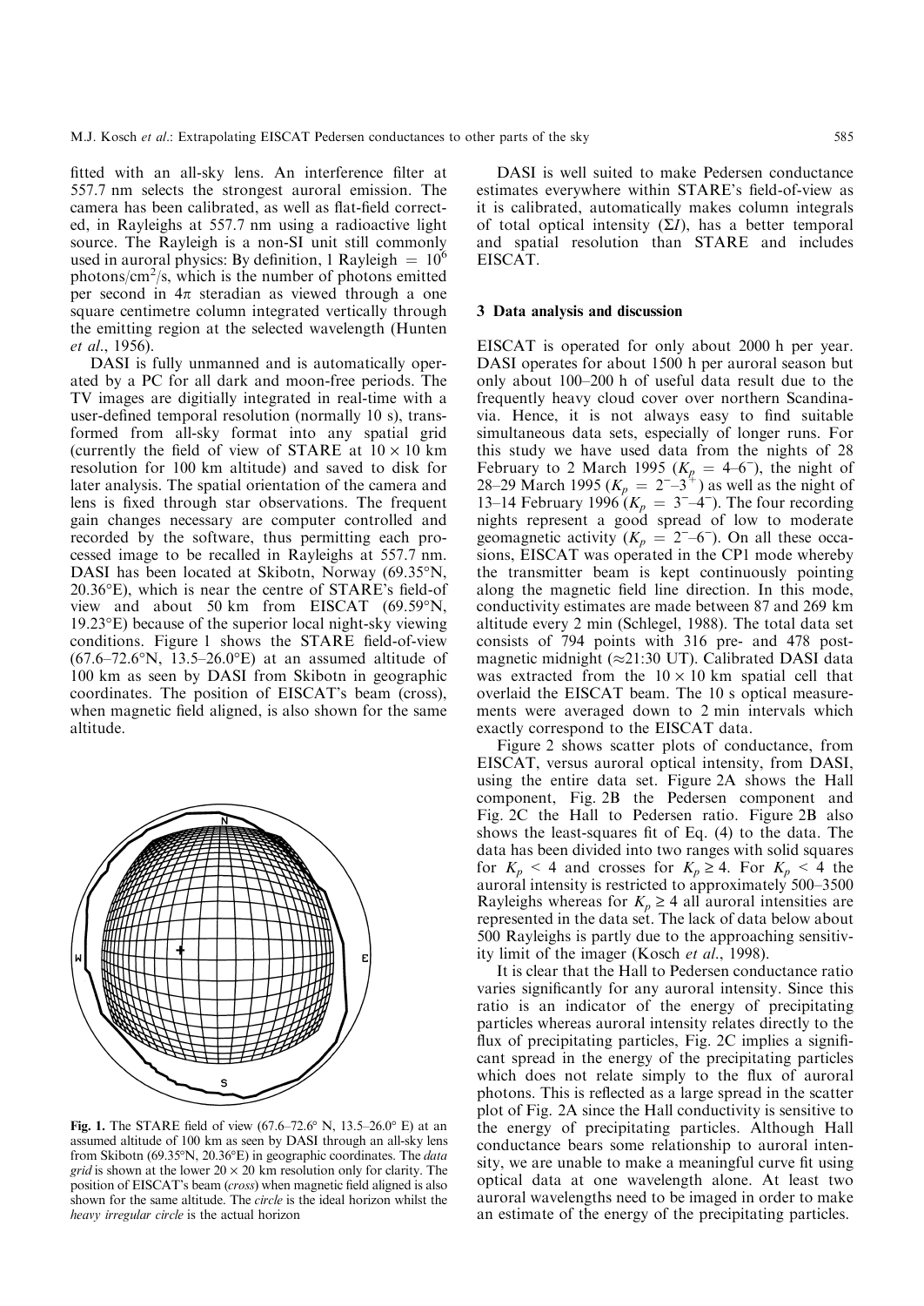fitted with an all-sky lens. An interference filter at 557.7 nm selects the strongest auroral emission. The camera has been calibrated, as well as flat-field corrected, in Rayleighs at 557.7 nm using a radioactive light source. The Rayleigh is a non-SI unit still commonly used in auroral physics: By definition, 1 Rayleigh = $10^6$ photons/cm$^2$/s, which is the number of photons emitted per second in $4\pi$ steradian as viewed through a one square centimetre column integrated vertically through the emitting region at the selected wavelength (Hunten *et al.*, 1956).

DASI is fully unmanned and is automatically operated by a PC for all dark and moon-free periods. The TV images are digitially integrated in real-time with a user-defined temporal resolution (normally 10 s), transformed from all-sky format into any spatial grid (currently the field of view of STARE at $10 \times 10$ km resolution for 100 km altitude) and saved to disk for later analysis. The spatial orientation of the camera and lens is fixed through star observations. The frequent gain changes necessary are computer controlled and recorded by the software, thus permitting each processed image to be recalled in Rayleighs at 557.7 nm. DASI has been located at Skibotn, Norway (69.35°N, 20.36°E), which is near the centre of STARE's field-of-view and about 50 km from EISCAT (69.59°N, 19.23°E) because of the superior local night-sky viewing conditions. Figure 1 shows the STARE field-of-view (67.6–72.6°N, 13.5–26.0°E) at an assumed altitude of 100 km as seen by DASI from Skibotn in geographic coordinates. The position of EISCAT's beam (cross), when magnetic field aligned, is also shown for the same altitude.

**Fig. 1.** The STARE field of view (67.6–72.6° N, 13.5–26.0° E) at an assumed altitude of 100 km as seen by DASI through an all-sky lens from Skibotn (69.35°N, 20.36°E) in geographic coordinates. The *data grid* is shown at the lower $20 \times 20$ km resolution only for clarity. The position of EISCAT's beam (*cross*) when magnetic field aligned is also shown for the same altitude. The *circle* is the ideal horizon whilst the *heavy irregular circle* is the actual horizon

DASI is well suited to make Pedersen conductance estimates everywhere within STARE's field-of-view as it is calibrated, automatically makes column integrals of total optical intensity ($\Sigma I$), has a better temporal and spatial resolution than STARE and includes EISCAT.

## 3 Data analysis and discussion

EISCAT is operated for only about 2000 h per year. DASI operates for about 1500 h per auroral season but only about 100–200 h of useful data result due to the frequently heavy cloud cover over northern Scandinavia. Hence, it is not always easy to find suitable simultaneous data sets, especially of longer runs. For this study we have used data from the nights of 28 February to 2 March 1995 ($K_p$ = 4–6$^-$), the night of 28–29 March 1995 ($K_p$ = 2$^-$–3$^+$) as well as the night of 13–14 February 1996 ($K_p$ = 3$^-$–4$^-$). The four recording nights represent a good spread of low to moderate geomagnetic activity ($K_p$ = 2$^-$–6$^-$). On all these occasions, EISCAT was operated in the CP1 mode whereby the transmitter beam is kept continuously pointing along the magnetic field line direction. In this mode, conductivity estimates are made between 87 and 269 km altitude every 2 min (Schlegel, 1988). The total data set consists of 794 points with 316 pre- and 478 post-magnetic midnight (≈21:30 UT). Calibrated DASI data was extracted from the $10 \times 10$ km spatial cell that overlaid the EISCAT beam. The 10 s optical measurements were averaged down to 2 min intervals which exactly correspond to the EISCAT data.

Figure 2 shows scatter plots of conductance, from EISCAT, versus auroral optical intensity, from DASI, using the entire data set. Figure 2A shows the Hall component, Fig. 2B the Pedersen component and Fig. 2C the Hall to Pedersen ratio. Figure 2B also shows the least-squares fit of Eq. (4) to the data. The data has been divided into two ranges with solid squares for $K_p < 4$ and crosses for $K_p \geq 4$. For $K_p < 4$ the auroral intensity is restricted to approximately 500–3500 Rayleighs whereas for $K_p \geq 4$ all auroral intensities are represented in the data set. The lack of data below about 500 Rayleighs is partly due to the approaching sensitivity limit of the imager (Kosch *et al.*, 1998).

It is clear that the Hall to Pedersen conductance ratio varies significantly for any auroral intensity. Since this ratio is an indicator of the energy of precipitating particles whereas auroral intensity relates directly to the flux of precipitating particles, Fig. 2C implies a significant spread in the energy of the precipitating particles which does not relate simply to the flux of auroral photons. This is reflected as a large spread in the scatter plot of Fig. 2A since the Hall conductivity is sensitive to the energy of precipitating particles. Although Hall conductance bears some relationship to auroral intensity, we are unable to make a meaningful curve fit using optical data at one wavelength alone. At least two auroral wavelengths need to be imaged in order to make an estimate of the energy of the precipitating particles.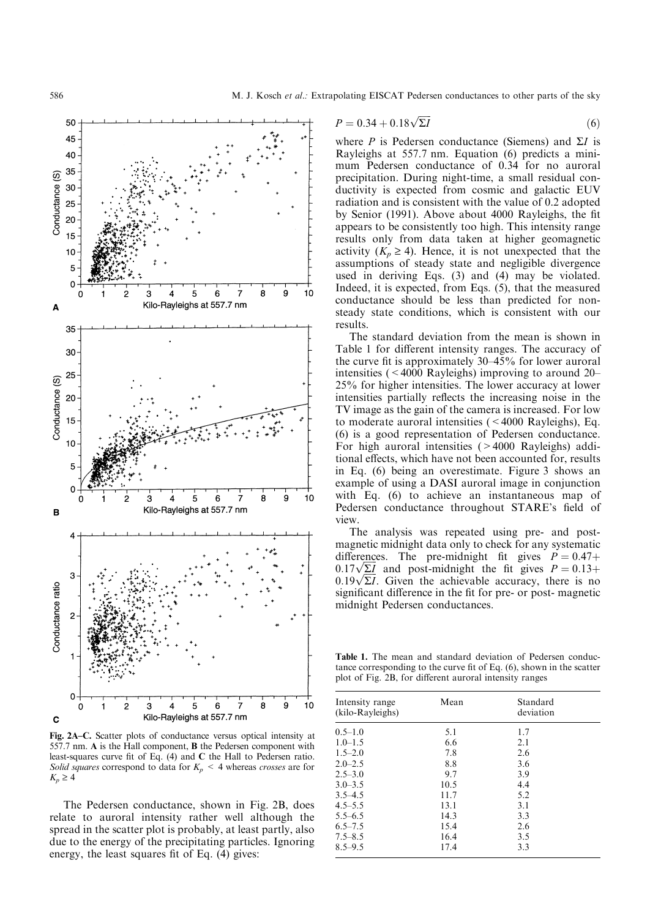Fig. 2A–C. Scatter plots of conductance versus optical intensity at 557.7 nm. **A** is the Hall component, **B** the Pedersen component with least-squares curve fit of Eq. (4) and **C** the Hall to Pedersen ratio. *Solid squares* correspond to data for $K_p < 4$ whereas *crosses* are for $K_p \geq 4$

The Pedersen conductance, shown in Fig. 2B, does relate to auroral intensity rather well although the spread in the scatter plot is probably, at least partly, also due to the energy of the precipitating particles. Ignoring energy, the least squares fit of Eq. (4) gives:

$$P = 0.34 + 0.18\sqrt{\Sigma I} \quad (6)$$

where $P$ is Pedersen conductance (Siemens) and $\Sigma I$ is Rayleighs at 557.7 nm. Equation (6) predicts a minimum Pedersen conductance of 0.34 for no auroral precipitation. During night-time, a small residual conductivity is expected from cosmic and galactic EUV radiation and is consistent with the value of 0.2 adopted by Senior (1991). Above about 4000 Rayleighs, the fit appears to be consistently too high. This intensity range results only from data taken at higher geomagnetic activity ($K_p \geq 4$). Hence, it is not unexpected that the assumptions of steady state and negligible divergence used in deriving Eqs. (3) and (4) may be violated. Indeed, it is expected, from Eqs. (5), that the measured conductance should be less than predicted for non-steady state conditions, which is consistent with our results.

The standard deviation from the mean is shown in Table 1 for different intensity ranges. The accuracy of the curve fit is approximately 30–45% for lower auroral intensities (< 4000 Rayleighs) improving to around 20–25% for higher intensities. The lower accuracy at lower intensities partially reflects the increasing noise in the TV image as the gain of the camera is increased. For low to moderate auroral intensities (< 4000 Rayleighs), Eq. (6) is a good representation of Pedersen conductance. For high auroral intensities (> 4000 Rayleighs) additional effects, which have not been accounted for, results in Eq. (6) being an overestimate. Figure 3 shows an example of using a DASI auroral image in conjunction with Eq. (6) to achieve an instantaneous map of Pedersen conductance throughout STARE's field of view.

The analysis was repeated using pre- and post-magnetic midnight data only to check for any systematic differences. The pre-midnight fit gives $P = 0.47 + 0.17\sqrt{\Sigma I}$ and post-midnight the fit gives $P = 0.13 + 0.19\sqrt{\Sigma I}$. Given the achievable accuracy, there is no significant difference in the fit for pre- or post- magnetic midnight Pedersen conductances.

**Table 1.** The mean and standard deviation of Pedersen conductance corresponding to the curve fit of Eq. (6), shown in the scatter plot of Fig. 2B, for different auroral intensity ranges

| Intensity range (kilo-Rayleighs) | Mean | Standard deviation |
|---|---|---|
| 0.5–1.0 | 5.1 | 1.7 |
| 1.0–1.5 | 6.6 | 2.1 |
| 1.5–2.0 | 7.8 | 2.6 |
| 2.0–2.5 | 8.8 | 3.6 |
| 2.5–3.0 | 9.7 | 3.9 |
| 3.0–3.5 | 10.5 | 4.4 |
| 3.5–4.5 | 11.7 | 5.2 |
| 4.5–5.5 | 13.1 | 3.1 |
| 5.5–6.5 | 14.3 | 3.3 |
| 6.5–7.5 | 15.4 | 2.6 |
| 7.5–8.5 | 16.4 | 3.5 |
| 8.5–9.5 | 17.4 | 3.3 |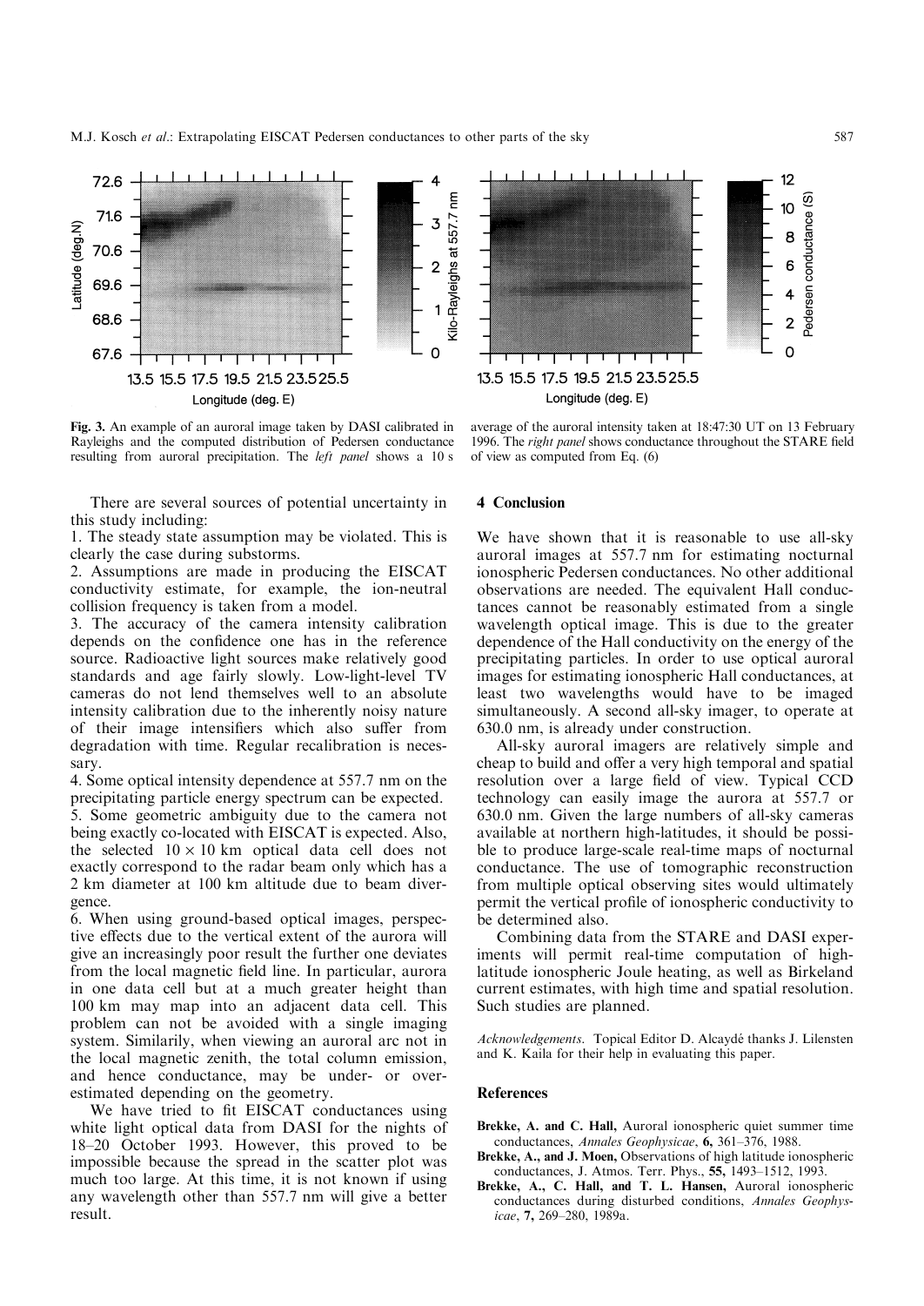Fig. 3. An example of an auroral image taken by DASI calibrated in Rayleighs and the computed distribution of Pedersen conductance resulting from auroral precipitation. The *left panel* shows a 10 s average of the auroral intensity taken at 18:47:30 UT on 13 February 1996. The *right panel* shows conductance throughout the STARE field of view as computed from Eq. (6)

There are several sources of potential uncertainty in this study including:

1. The steady state assumption may be violated. This is clearly the case during substorms.
2. Assumptions are made in producing the EISCAT conductivity estimate, for example, the ion-neutral collision frequency is taken from a model.
3. The accuracy of the camera intensity calibration depends on the confidence one has in the reference source. Radioactive light sources make relatively good standards and age fairly slowly. Low-light-level TV cameras do not lend themselves well to an absolute intensity calibration due to the inherently noisy nature of their image intensifiers which also suffer from degradation with time. Regular recalibration is necessary.
4. Some optical intensity dependence at 557.7 nm on the precipitating particle energy spectrum can be expected.
5. Some geometric ambiguity due to the camera not being exactly co-located with EISCAT is expected. Also, the selected $10 \times 10$ km optical data cell does not exactly correspond to the radar beam only which has a 2 km diameter at 100 km altitude due to beam divergence.
6. When using ground-based optical images, perspective effects due to the vertical extent of the aurora will give an increasingly poor result the further one deviates from the local magnetic field line. In particular, aurora in one data cell but at a much greater height than 100 km may map into an adjacent data cell. This problem can not be avoided with a single imaging system. Similarily, when viewing an auroral arc not in the local magnetic zenith, the total column emission, and hence conductance, may be under- or over-estimated depending on the geometry.

We have tried to fit EISCAT conductances using white light optical data from DASI for the nights of 18–20 October 1993. However, this proved to be impossible because the spread in the scatter plot was much too large. At this time, it is not known if using any wavelength other than 557.7 nm will give a better result.

## 4 Conclusion

We have shown that it is reasonable to use all-sky auroral images at 557.7 nm for estimating nocturnal ionospheric Pedersen conductances. No other additional observations are needed. The equivalent Hall conductances cannot be reasonably estimated from a single wavelength optical image. This is due to the greater dependence of the Hall conductivity on the energy of the precipitating particles. In order to use optical auroral images for estimating ionospheric Hall conductances, at least two wavelengths would have to be imaged simultaneously. A second all-sky imager, to operate at 630.0 nm, is already under construction.

All-sky auroral imagers are relatively simple and cheap to build and offer a very high temporal and spatial resolution over a large field of view. Typical CCD technology can easily image the aurora at 557.7 or 630.0 nm. Given the large numbers of all-sky cameras available at northern high-latitudes, it should be possible to produce large-scale real-time maps of nocturnal conductance. The use of tomographic reconstruction from multiple optical observing sites would ultimately permit the vertical profile of ionospheric conductivity to be determined also.

Combining data from the STARE and DASI experiments will permit real-time computation of high-latitude ionospheric Joule heating, as well as Birkeland current estimates, with high time and spatial resolution. Such studies are planned.

*Acknowledgements*. Topical Editor D. Alcaydé thanks J. Lilensten and K. Kaila for their help in evaluating this paper.

## References

**Brekke, A. and C. Hall,** Auroral ionospheric quiet summer time conductances, *Annales Geophysicae*, **6,** 361–376, 1988.

**Brekke, A., and J. Moen,** Observations of high latitude ionospheric conductances, J. Atmos. Terr. Phys., **55,** 1493–1512, 1993.

**Brekke, A., C. Hall, and T. L. Hansen,** Auroral ionospheric conductances during disturbed conditions, *Annales Geophysicae*, **7,** 269–280, 1989a.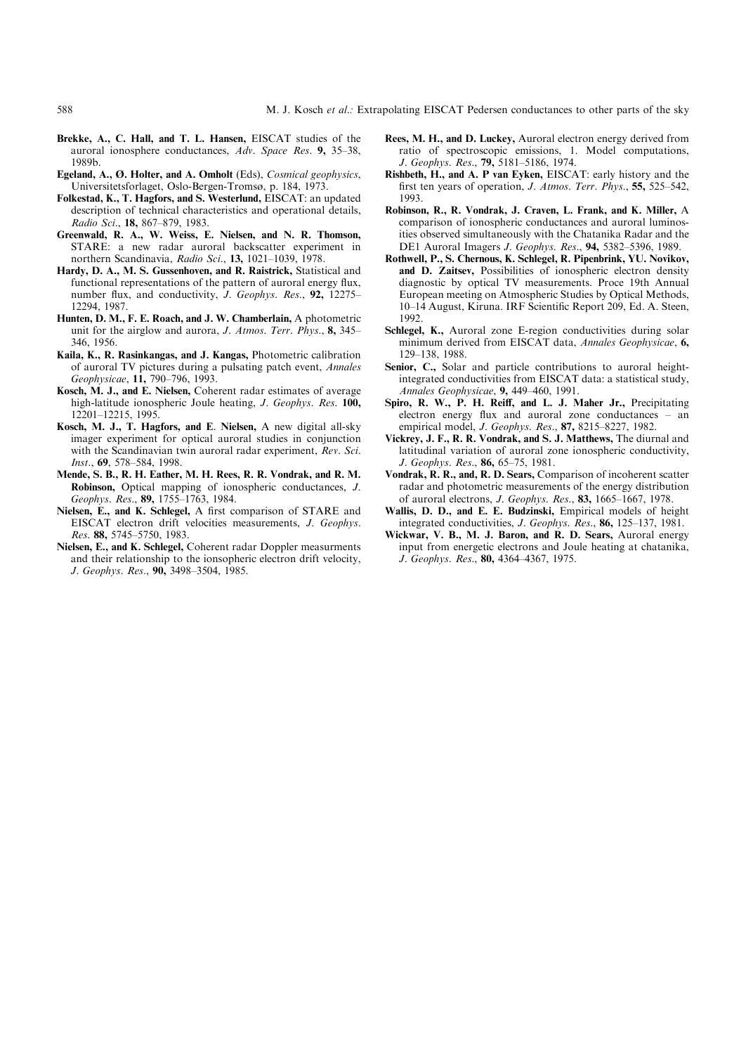**Brekke, A., C. Hall, and T. L. Hansen,** EISCAT studies of the auroral ionosphere conductances, *Adv. Space Res.* **9,** 35–38, 1989b.

**Egeland, A., Ø. Holter, and A. Omholt** (Eds), *Cosmical geophysics*, Universitetsforlaget, Oslo-Bergen-Tromsø, p. 184, 1973.

**Folkestad, K., T. Hagfors, and S. Westerlund,** EISCAT: an updated description of technical characteristics and operational details, *Radio Sci.*, **18,** 867–879, 1983.

**Greenwald, R. A., W. Weiss, E. Nielsen, and N. R. Thomson,** STARE: a new radar auroral backscatter experiment in northern Scandinavia, *Radio Sci.*, **13,** 1021–1039, 1978.

**Hardy, D. A., M. S. Gussenhoven, and R. Raistrick,** Statistical and functional representations of the pattern of auroral energy flux, number flux, and conductivity, *J. Geophys. Res.*, **92,** 12275–12294, 1987.

**Hunten, D. M., F. E. Roach, and J. W. Chamberlain,** A photometric unit for the airglow and aurora, *J. Atmos. Terr. Phys.*, **8,** 345–346, 1956.

**Kaila, K., R. Rasinkangas, and J. Kangas,** Photometric calibration of auroral TV pictures during a pulsating patch event, *Annales Geophysicae*, **11,** 790–796, 1993.

**Kosch, M. J., and E. Nielsen,** Coherent radar estimates of average high-latitude ionospheric Joule heating, *J. Geophys. Res.* **100,** 12201–12215, 1995.

**Kosch, M. J., T. Hagfors, and E. Nielsen,** A new digital all-sky imager experiment for optical auroral studies in conjunction with the Scandinavian twin auroral radar experiment, *Rev. Sci. Inst.*, **69**, 578–584, 1998.

**Mende, S. B., R. H. Eather, M. H. Rees, R. R. Vondrak, and R. M. Robinson,** Optical mapping of ionospheric conductances, *J. Geophys. Res.*, **89,** 1755–1763, 1984.

**Nielsen, E., and K. Schlegel,** A first comparison of STARE and EISCAT electron drift velocities measurements, *J. Geophys. Res.* **88,** 5745–5750, 1983.

**Nielsen, E., and K. Schlegel,** Coherent radar Doppler measurments and their relationship to the ionsopheric electron drift velocity, *J. Geophys. Res.*, **90,** 3498–3504, 1985.

**Rees, M. H., and D. Luckey,** Auroral electron energy derived from ratio of spectroscopic emissions, 1. Model computations, *J. Geophys. Res.*, **79,** 5181–5186, 1974.

**Rishbeth, H., and A. P van Eyken,** EISCAT: early history and the first ten years of operation, *J. Atmos. Terr. Phys.*, **55,** 525–542, 1993.

**Robinson, R., R. Vondrak, J. Craven, L. Frank, and K. Miller,** A comparison of ionospheric conductances and auroral luminosities observed simultaneously with the Chatanika Radar and the DE1 Auroral Imagers *J. Geophys. Res.*, **94,** 5382–5396, 1989.

**Rothwell, P., S. Chernous, K. Schlegel, R. Pipenbrink, YU. Novikov, and D. Zaitsev,** Possibilities of ionospheric electron density diagnostic by optical TV measurements. Proce 19th Annual European meeting on Atmospheric Studies by Optical Methods, 10–14 August, Kiruna. IRF Scientific Report 209, Ed. A. Steen, 1992.

**Schlegel, K.,** Auroral zone E-region conductivities during solar minimum derived from EISCAT data, *Annales Geophysicae*, **6,** 129–138, 1988.

**Senior, C.,** Solar and particle contributions to auroral height-integrated conductivities from EISCAT data: a statistical study, *Annales Geophysicae*, **9,** 449–460, 1991.

**Spiro, R. W., P. H. Reiff, and L. J. Maher Jr.,** Precipitating electron energy flux and auroral zone conductances – an empirical model, *J. Geophys. Res.*, **87,** 8215–8227, 1982.

**Vickrey, J. F., R. R. Vondrak, and S. J. Matthews,** The diurnal and latitudinal variation of auroral zone ionospheric conductivity, *J. Geophys. Res.*, **86,** 65–75, 1981.

**Vondrak, R. R., and, R. D. Sears,** Comparison of incoherent scatter radar and photometric measurements of the energy distribution of auroral electrons, *J. Geophys. Res.*, **83,** 1665–1667, 1978.

**Wallis, D. D., and E. E. Budzinski,** Empirical models of height integrated conductivities, *J. Geophys. Res.*, **86,** 125–137, 1981.

**Wickwar, V. B., M. J. Baron, and R. D. Sears,** Auroral energy input from energetic electrons and Joule heating at chatanika, *J. Geophys. Res.*, **80,** 4364–4367, 1975.